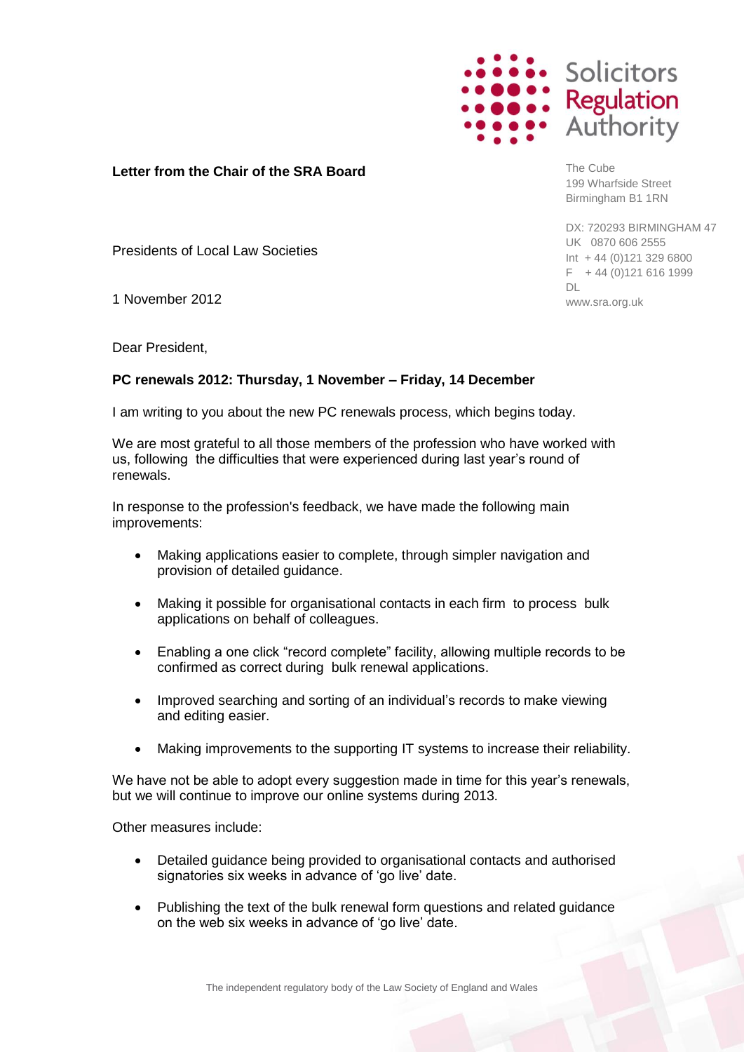**Letter from the Chair of the SRA Board**

The Cube
199 Wharfside Street
Birmingham B1 1RN

DX: 720293 BIRMINGHAM 47
UK 0870 606 2555
Int + 44 (0)121 329 6800
F + 44 (0)121 616 1999
DL
www.sra.org.uk

Presidents of Local Law Societies

1 November 2012

Dear President,

**PC renewals 2012: Thursday, 1 November – Friday, 14 December**

I am writing to you about the new PC renewals process, which begins today.

We are most grateful to all those members of the profession who have worked with us, following the difficulties that were experienced during last year's round of renewals.

In response to the profession's feedback, we have made the following main improvements:

- Making applications easier to complete, through simpler navigation and provision of detailed guidance.
- Making it possible for organisational contacts in each firm to process bulk applications on behalf of colleagues.
- Enabling a one click "record complete" facility, allowing multiple records to be confirmed as correct during bulk renewal applications.
- Improved searching and sorting of an individual's records to make viewing and editing easier.
- Making improvements to the supporting IT systems to increase their reliability.

We have not be able to adopt every suggestion made in time for this year's renewals, but we will continue to improve our online systems during 2013.

Other measures include:

- Detailed guidance being provided to organisational contacts and authorised signatories six weeks in advance of 'go live' date.
- Publishing the text of the bulk renewal form questions and related guidance on the web six weeks in advance of 'go live' date.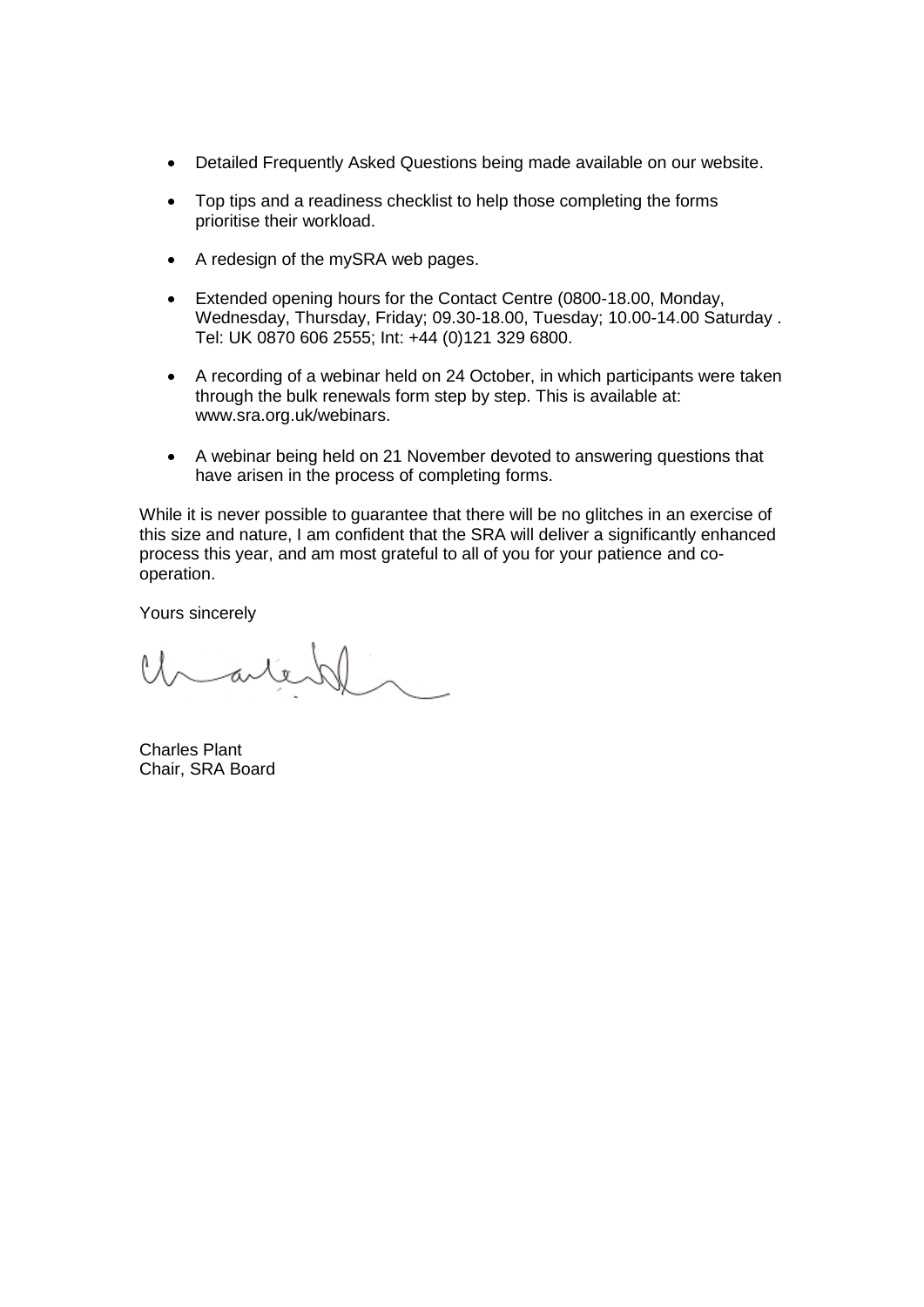- Detailed Frequently Asked Questions being made available on our website.
- Top tips and a readiness checklist to help those completing the forms prioritise their workload.
- A redesign of the mySRA web pages.
- Extended opening hours for the Contact Centre (0800-18.00, Monday, Wednesday, Thursday, Friday; 09.30-18.00, Tuesday; 10.00-14.00 Saturday . Tel: UK 0870 606 2555; Int: +44 (0)121 329 6800.
- A recording of a webinar held on 24 October, in which participants were taken through the bulk renewals form step by step. This is available at: www.sra.org.uk/webinars.
- A webinar being held on 21 November devoted to answering questions that have arisen in the process of completing forms.

While it is never possible to guarantee that there will be no glitches in an exercise of this size and nature, I am confident that the SRA will deliver a significantly enhanced process this year, and am most grateful to all of you for your patience and co-operation.

Yours sincerely

Charles Plant
Chair, SRA Board